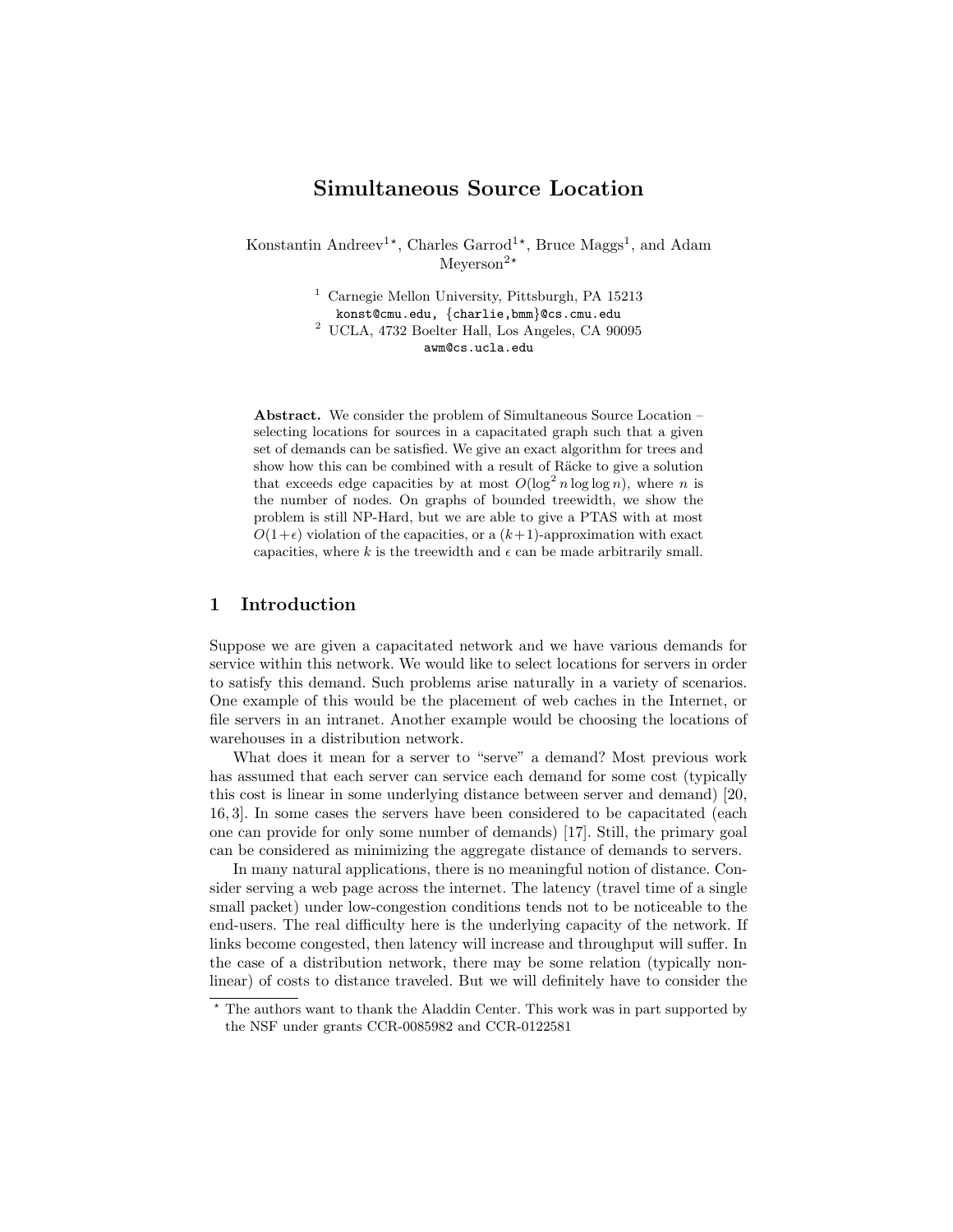# Simultaneous Source Location

Konstantin Andreev[1⋆], Charles Garrod[1⋆], Bruce Maggs[1], and Adam Meyerson[2⋆]

[1] Carnegie Mellon University, Pittsburgh, PA 15213
konst@cmu.edu, {charlie,bmm}@cs.cmu.edu
[2] UCLA, 4732 Boelter Hall, Los Angeles, CA 90095
awm@cs.ucla.edu

**Abstract.** We consider the problem of Simultaneous Source Location – selecting locations for sources in a capacitated graph such that a given set of demands can be satisfied. We give an exact algorithm for trees and show how this can be combined with a result of Räcke to give a solution that exceeds edge capacities by at most $O(\log^2 n \log\log n)$, where $n$ is the number of nodes. On graphs of bounded treewidth, we show the problem is still NP-Hard, but we are able to give a PTAS with at most $O(1+\epsilon)$ violation of the capacities, or a $(k+1)$-approximation with exact capacities, where $k$ is the treewidth and $\epsilon$ can be made arbitrarily small.

## 1 Introduction

Suppose we are given a capacitated network and we have various demands for service within this network. We would like to select locations for servers in order to satisfy this demand. Such problems arise naturally in a variety of scenarios. One example of this would be the placement of web caches in the Internet, or file servers in an intranet. Another example would be choosing the locations of warehouses in a distribution network.

What does it mean for a server to "serve" a demand? Most previous work has assumed that each server can service each demand for some cost (typically this cost is linear in some underlying distance between server and demand) [20, 16, 3]. In some cases the servers have been considered to be capacitated (each one can provide for only some number of demands) [17]. Still, the primary goal can be considered as minimizing the aggregate distance of demands to servers.

In many natural applications, there is no meaningful notion of distance. Consider serving a web page across the internet. The latency (travel time of a single small packet) under low-congestion conditions tends not to be noticeable to the end-users. The real difficulty here is the underlying capacity of the network. If links become congested, then latency will increase and throughput will suffer. In the case of a distribution network, there may be some relation (typically non-linear) of costs to distance traveled. But we will definitely have to consider the

⋆ The authors want to thank the Aladdin Center. This work was in part supported by the NSF under grants CCR-0085982 and CCR-0122581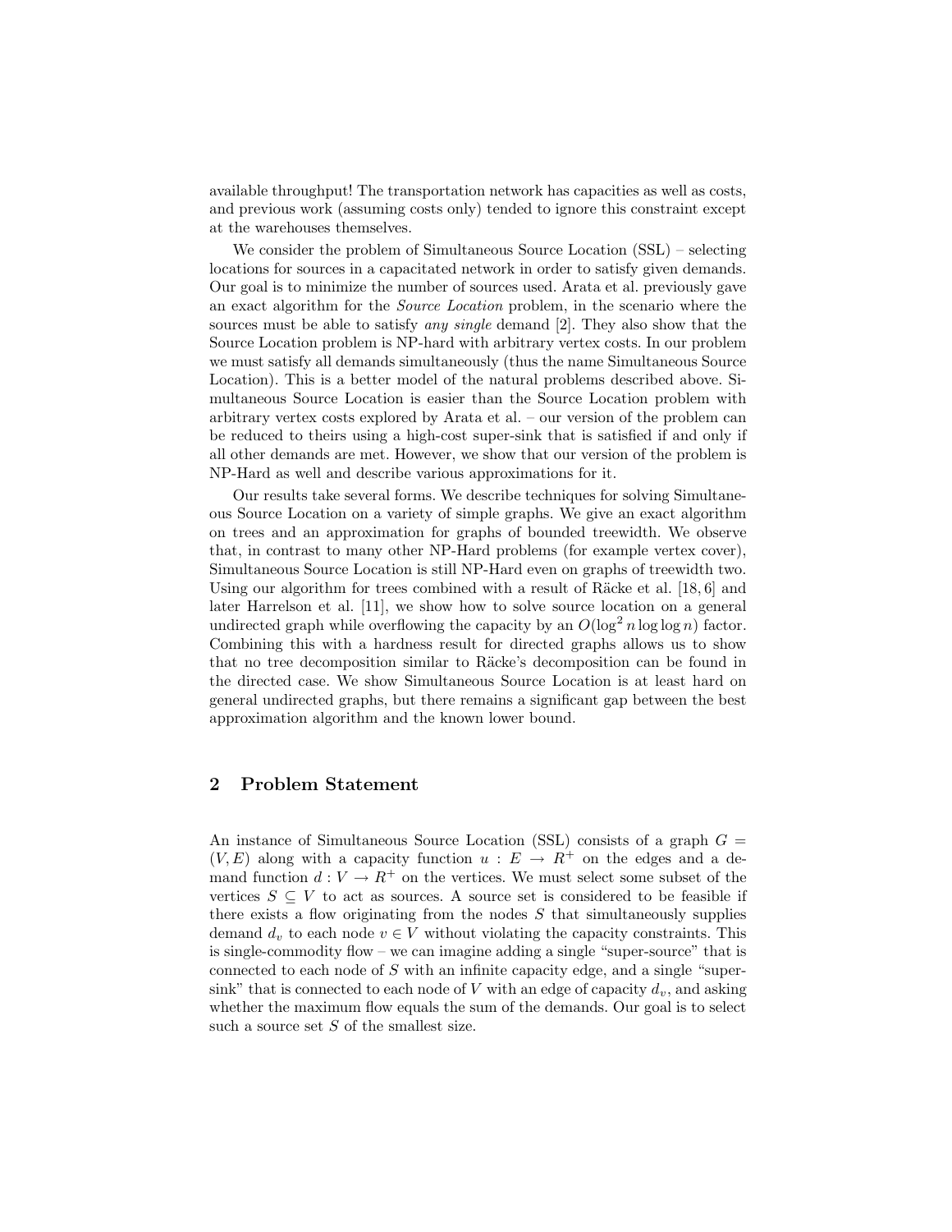available throughput! The transportation network has capacities as well as costs, and previous work (assuming costs only) tended to ignore this constraint except at the warehouses themselves.

We consider the problem of Simultaneous Source Location (SSL) – selecting locations for sources in a capacitated network in order to satisfy given demands. Our goal is to minimize the number of sources used. Arata et al. previously gave an exact algorithm for the *Source Location* problem, in the scenario where the sources must be able to satisfy *any single* demand [2]. They also show that the Source Location problem is NP-hard with arbitrary vertex costs. In our problem we must satisfy all demands simultaneously (thus the name Simultaneous Source Location). This is a better model of the natural problems described above. Simultaneous Source Location is easier than the Source Location problem with arbitrary vertex costs explored by Arata et al. – our version of the problem can be reduced to theirs using a high-cost super-sink that is satisfied if and only if all other demands are met. However, we show that our version of the problem is NP-Hard as well and describe various approximations for it.

Our results take several forms. We describe techniques for solving Simultaneous Source Location on a variety of simple graphs. We give an exact algorithm on trees and an approximation for graphs of bounded treewidth. We observe that, in contrast to many other NP-Hard problems (for example vertex cover), Simultaneous Source Location is still NP-Hard even on graphs of treewidth two. Using our algorithm for trees combined with a result of Räcke et al. [18, 6] and later Harrelson et al. [11], we show how to solve source location on a general undirected graph while overflowing the capacity by an $O(\log^2 n \log\log n)$ factor. Combining this with a hardness result for directed graphs allows us to show that no tree decomposition similar to Räcke's decomposition can be found in the directed case. We show Simultaneous Source Location is at least hard on general undirected graphs, but there remains a significant gap between the best approximation algorithm and the known lower bound.

## 2 Problem Statement

An instance of Simultaneous Source Location (SSL) consists of a graph $G = (V, E)$ along with a capacity function $u : E \rightarrow R^+$ on the edges and a demand function $d : V \rightarrow R^+$ on the vertices. We must select some subset of the vertices $S \subseteq V$ to act as sources. A source set is considered to be feasible if there exists a flow originating from the nodes $S$ that simultaneously supplies demand $d_v$ to each node $v \in V$ without violating the capacity constraints. This is single-commodity flow – we can imagine adding a single "super-source" that is connected to each node of $S$ with an infinite capacity edge, and a single "super-sink" that is connected to each node of $V$ with an edge of capacity $d_v$, and asking whether the maximum flow equals the sum of the demands. Our goal is to select such a source set $S$ of the smallest size.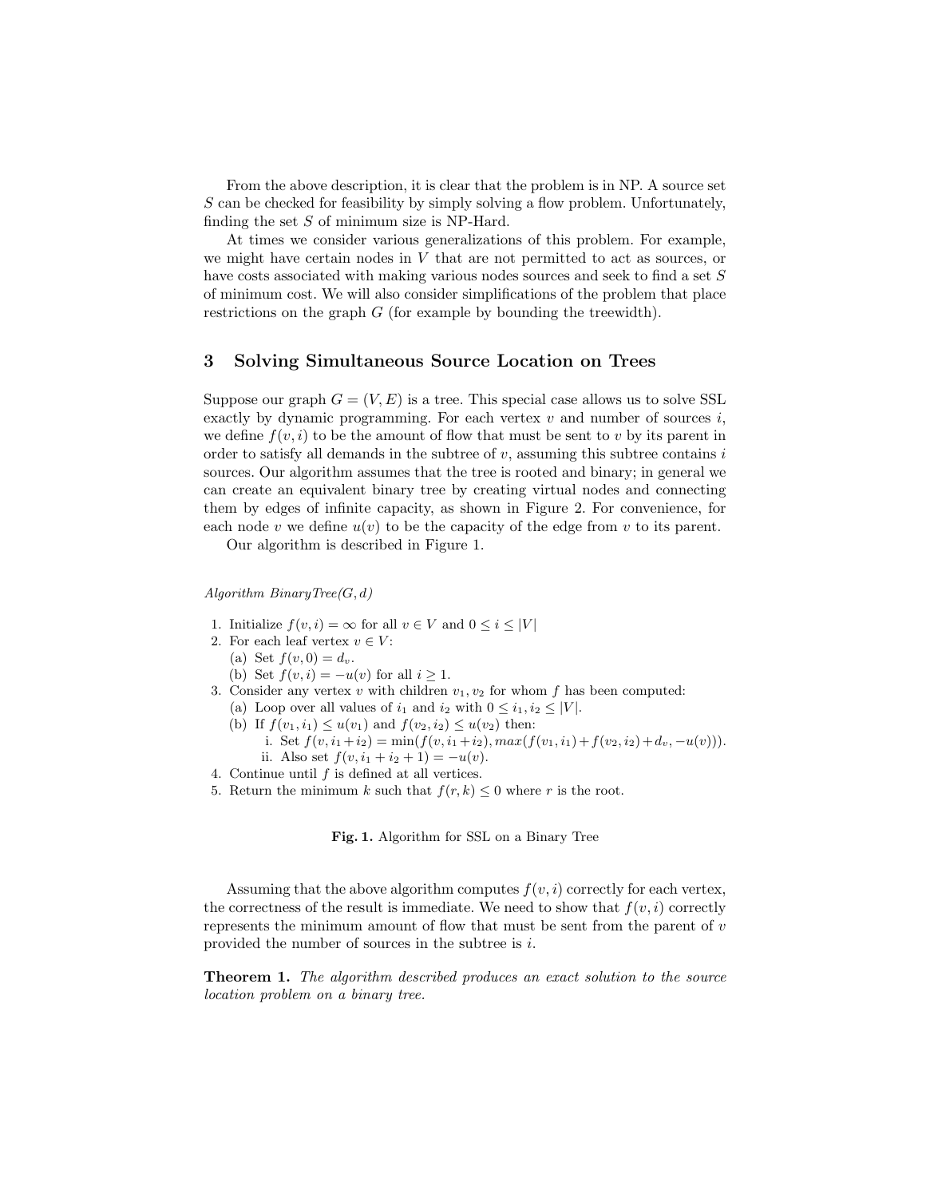From the above description, it is clear that the problem is in NP. A source set $S$ can be checked for feasibility by simply solving a flow problem. Unfortunately, finding the set $S$ of minimum size is NP-Hard.

At times we consider various generalizations of this problem. For example, we might have certain nodes in $V$ that are not permitted to act as sources, or have costs associated with making various nodes sources and seek to find a set $S$ of minimum cost. We will also consider simplifications of the problem that place restrictions on the graph $G$ (for example by bounding the treewidth).

## 3 Solving Simultaneous Source Location on Trees

Suppose our graph $G = (V, E)$ is a tree. This special case allows us to solve SSL exactly by dynamic programming. For each vertex $v$ and number of sources $i$, we define $f(v, i)$ to be the amount of flow that must be sent to $v$ by its parent in order to satisfy all demands in the subtree of $v$, assuming this subtree contains $i$ sources. Our algorithm assumes that the tree is rooted and binary; in general we can create an equivalent binary tree by creating virtual nodes and connecting them by edges of infinite capacity, as shown in Figure 2. For convenience, for each node $v$ we define $u(v)$ to be the capacity of the edge from $v$ to its parent.

Our algorithm is described in Figure 1.

*Algorithm BinaryTree(G, d)*

1. Initialize $f(v, i) = \infty$ for all $v \in V$ and $0 \leq i \leq |V|$
2. For each leaf vertex $v \in V$:
   (a) Set $f(v, 0) = d_v$.
   (b) Set $f(v, i) = -u(v)$ for all $i \geq 1$.
3. Consider any vertex $v$ with children $v_1, v_2$ for whom $f$ has been computed:
   (a) Loop over all values of $i_1$ and $i_2$ with $0 \leq i_1, i_2 \leq |V|$.
   (b) If $f(v_1, i_1) \leq u(v_1)$ and $f(v_2, i_2) \leq u(v_2)$ then:
      i. Set $f(v, i_1 + i_2) = \min(f(v, i_1 + i_2), max(f(v_1, i_1) + f(v_2, i_2) + d_v, -u(v)))$.
      ii. Also set $f(v, i_1 + i_2 + 1) = -u(v)$.
4. Continue until $f$ is defined at all vertices.
5. Return the minimum $k$ such that $f(r, k) \leq 0$ where $r$ is the root.

**Fig. 1.** Algorithm for SSL on a Binary Tree

Assuming that the above algorithm computes $f(v, i)$ correctly for each vertex, the correctness of the result is immediate. We need to show that $f(v, i)$ correctly represents the minimum amount of flow that must be sent from the parent of $v$ provided the number of sources in the subtree is $i$.

**Theorem 1.** *The algorithm described produces an exact solution to the source location problem on a binary tree.*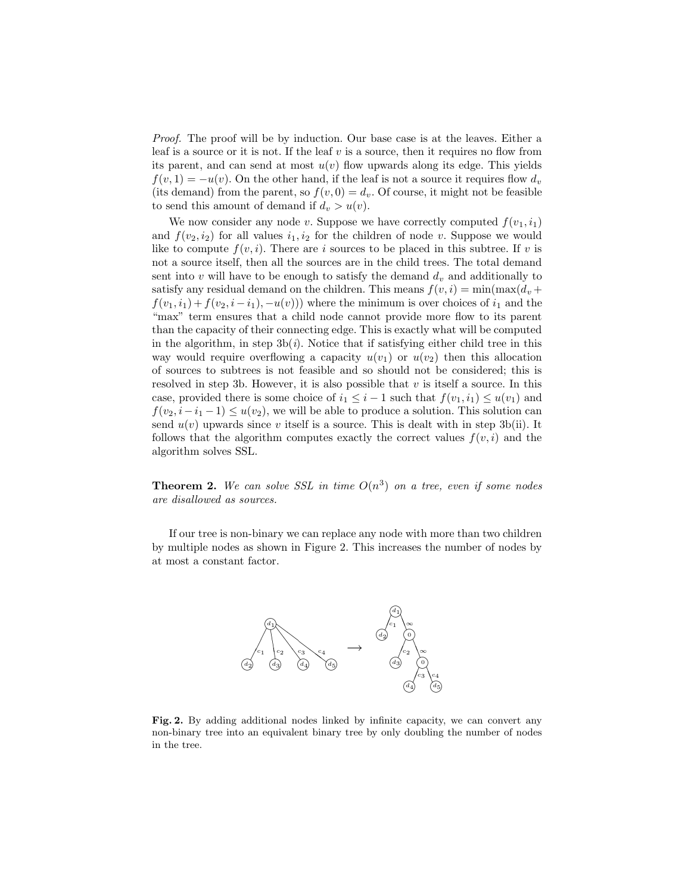*Proof.* The proof will be by induction. Our base case is at the leaves. Either a leaf is a source or it is not. If the leaf $v$ is a source, then it requires no flow from its parent, and can send at most $u(v)$ flow upwards along its edge. This yields $f(v,1) = -u(v)$. On the other hand, if the leaf is not a source it requires flow $d_v$ (its demand) from the parent, so $f(v,0) = d_v$. Of course, it might not be feasible to send this amount of demand if $d_v > u(v)$.

We now consider any node $v$. Suppose we have correctly computed $f(v_1, i_1)$ and $f(v_2, i_2)$ for all values $i_1, i_2$ for the children of node $v$. Suppose we would like to compute $f(v,i)$. There are $i$ sources to be placed in this subtree. If $v$ is not a source itself, then all the sources are in the child trees. The total demand sent into $v$ will have to be enough to satisfy the demand $d_v$ and additionally to satisfy any residual demand on the children. This means $f(v,i) = \min(\max(d_v + f(v_1, i_1) + f(v_2, i - i_1), -u(v)))$ where the minimum is over choices of $i_1$ and the "max" term ensures that a child node cannot provide more flow to its parent than the capacity of their connecting edge. This is exactly what will be computed in the algorithm, in step 3b($i$). Notice that if satisfying either child tree in this way would require overflowing a capacity $u(v_1)$ or $u(v_2)$ then this allocation of sources to subtrees is not feasible and so should not be considered; this is resolved in step 3b. However, it is also possible that $v$ is itself a source. In this case, provided there is some choice of $i_1 \leq i - 1$ such that $f(v_1, i_1) \leq u(v_1)$ and $f(v_2, i - i_1 - 1) \leq u(v_2)$, we will be able to produce a solution. This solution can send $u(v)$ upwards since $v$ itself is a source. This is dealt with in step 3b(ii). It follows that the algorithm computes exactly the correct values $f(v,i)$ and the algorithm solves SSL.

**Theorem 2.** *We can solve SSL in time $O(n^3)$ on a tree, even if some nodes are disallowed as sources.*

If our tree is non-binary we can replace any node with more than two children by multiple nodes as shown in Figure 2. This increases the number of nodes by at most a constant factor.

**Fig. 2.** By adding additional nodes linked by infinite capacity, we can convert any non-binary tree into an equivalent binary tree by only doubling the number of nodes in the tree.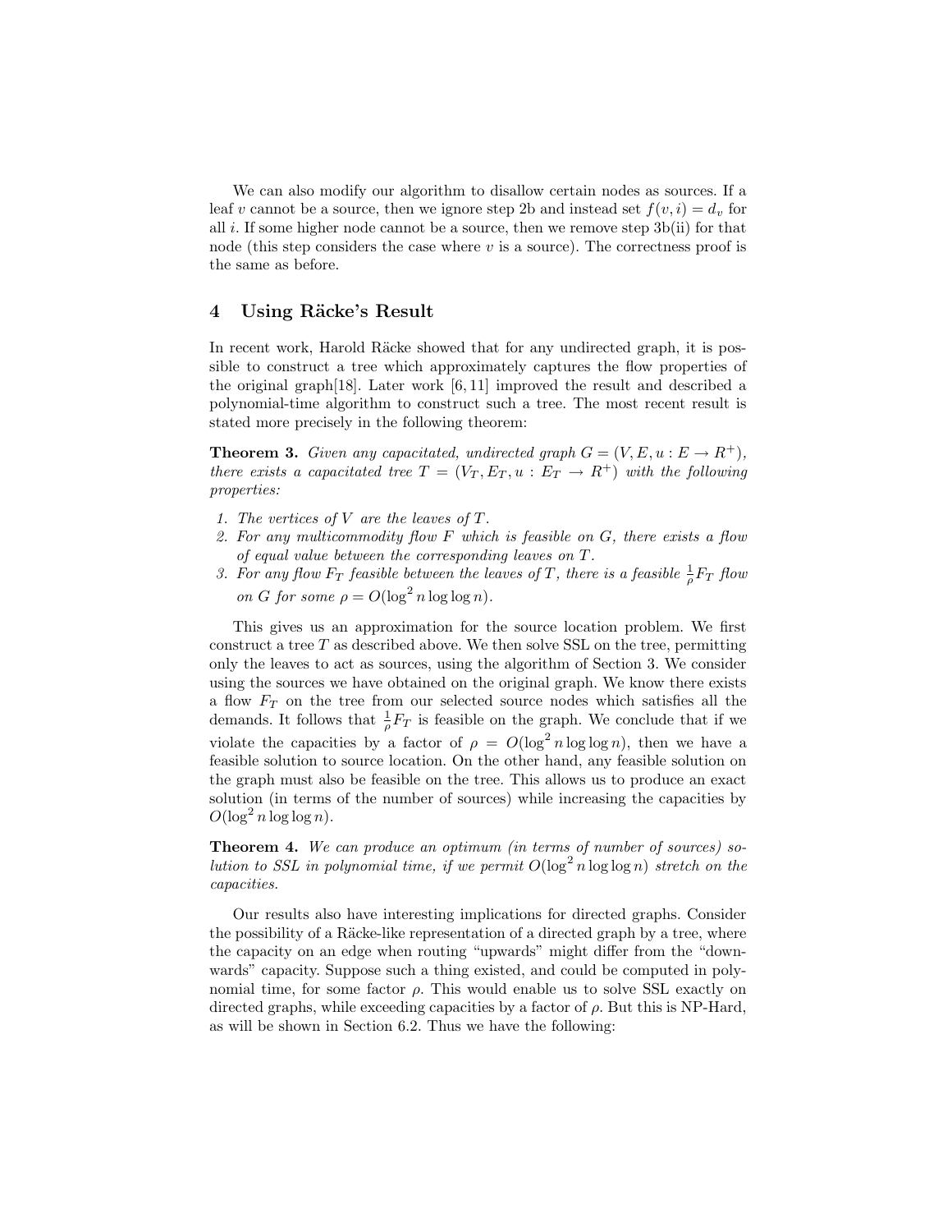We can also modify our algorithm to disallow certain nodes as sources. If a leaf $v$ cannot be a source, then we ignore step 2b and instead set $f(v, i) = d_v$ for all $i$. If some higher node cannot be a source, then we remove step 3b(ii) for that node (this step considers the case where $v$ is a source). The correctness proof is the same as before.

## 4 Using Räcke's Result

In recent work, Harold Räcke showed that for any undirected graph, it is possible to construct a tree which approximately captures the flow properties of the original graph[18]. Later work [6, 11] improved the result and described a polynomial-time algorithm to construct such a tree. The most recent result is stated more precisely in the following theorem:

**Theorem 3.** *Given any capacitated, undirected graph $G = (V, E, u : E \to R^+)$, there exists a capacitated tree $T = (V_T, E_T, u : E_T \to R^+)$ with the following properties:*

1. *The vertices of $V$ are the leaves of $T$.*
2. *For any multicommodity flow $F$ which is feasible on $G$, there exists a flow of equal value between the corresponding leaves on $T$.*
3. *For any flow $F_T$ feasible between the leaves of $T$, there is a feasible $\frac{1}{\rho}F_T$ flow on $G$ for some $\rho = O(\log^2 n \log\log n)$.*

This gives us an approximation for the source location problem. We first construct a tree $T$ as described above. We then solve SSL on the tree, permitting only the leaves to act as sources, using the algorithm of Section 3. We consider using the sources we have obtained on the original graph. We know there exists a flow $F_T$ on the tree from our selected source nodes which satisfies all the demands. It follows that $\frac{1}{\rho}F_T$ is feasible on the graph. We conclude that if we violate the capacities by a factor of $\rho = O(\log^2 n \log\log n)$, then we have a feasible solution to source location. On the other hand, any feasible solution on the graph must also be feasible on the tree. This allows us to produce an exact solution (in terms of the number of sources) while increasing the capacities by $O(\log^2 n \log\log n)$.

**Theorem 4.** *We can produce an optimum (in terms of number of sources) solution to SSL in polynomial time, if we permit $O(\log^2 n \log\log n)$ stretch on the capacities.*

Our results also have interesting implications for directed graphs. Consider the possibility of a Räcke-like representation of a directed graph by a tree, where the capacity on an edge when routing "upwards" might differ from the "downwards" capacity. Suppose such a thing existed, and could be computed in polynomial time, for some factor $\rho$. This would enable us to solve SSL exactly on directed graphs, while exceeding capacities by a factor of $\rho$. But this is NP-Hard, as will be shown in Section 6.2. Thus we have the following: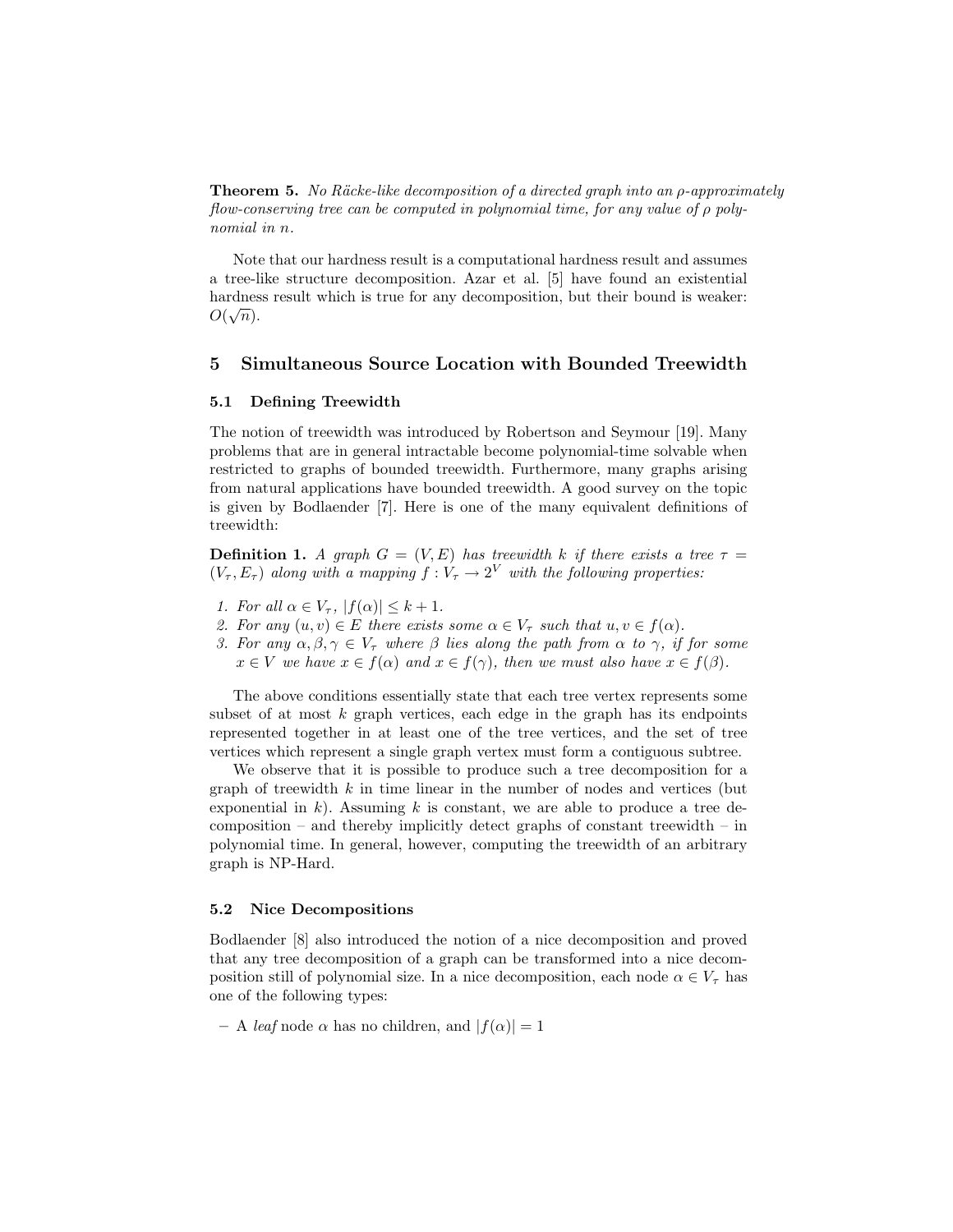**Theorem 5.** *No Räcke-like decomposition of a directed graph into an $\rho$-approximately flow-conserving tree can be computed in polynomial time, for any value of $\rho$ polynomial in $n$.*

Note that our hardness result is a computational hardness result and assumes a tree-like structure decomposition. Azar et al. [5] have found an existential hardness result which is true for any decomposition, but their bound is weaker: $O(\sqrt{n})$.

## 5 Simultaneous Source Location with Bounded Treewidth

### 5.1 Defining Treewidth

The notion of treewidth was introduced by Robertson and Seymour [19]. Many problems that are in general intractable become polynomial-time solvable when restricted to graphs of bounded treewidth. Furthermore, many graphs arising from natural applications have bounded treewidth. A good survey on the topic is given by Bodlaender [7]. Here is one of the many equivalent definitions of treewidth:

**Definition 1.** *A graph $G = (V, E)$ has treewidth $k$ if there exists a tree $\tau = (V_\tau, E_\tau)$ along with a mapping $f : V_\tau \to 2^V$ with the following properties:*

1. *For all $\alpha \in V_\tau$, $|f(\alpha)| \leq k + 1$.*
2. *For any $(u, v) \in E$ there exists some $\alpha \in V_\tau$ such that $u, v \in f(\alpha)$.*
3. *For any $\alpha, \beta, \gamma \in V_\tau$ where $\beta$ lies along the path from $\alpha$ to $\gamma$, if for some $x \in V$ we have $x \in f(\alpha)$ and $x \in f(\gamma)$, then we must also have $x \in f(\beta)$.*

The above conditions essentially state that each tree vertex represents some subset of at most $k$ graph vertices, each edge in the graph has its endpoints represented together in at least one of the tree vertices, and the set of tree vertices which represent a single graph vertex must form a contiguous subtree.

We observe that it is possible to produce such a tree decomposition for a graph of treewidth $k$ in time linear in the number of nodes and vertices (but exponential in $k$). Assuming $k$ is constant, we are able to produce a tree decomposition – and thereby implicitly detect graphs of constant treewidth – in polynomial time. In general, however, computing the treewidth of an arbitrary graph is NP-Hard.

### 5.2 Nice Decompositions

Bodlaender [8] also introduced the notion of a nice decomposition and proved that any tree decomposition of a graph can be transformed into a nice decomposition still of polynomial size. In a nice decomposition, each node $\alpha \in V_\tau$ has one of the following types:

- A *leaf* node $\alpha$ has no children, and $|f(\alpha)| = 1$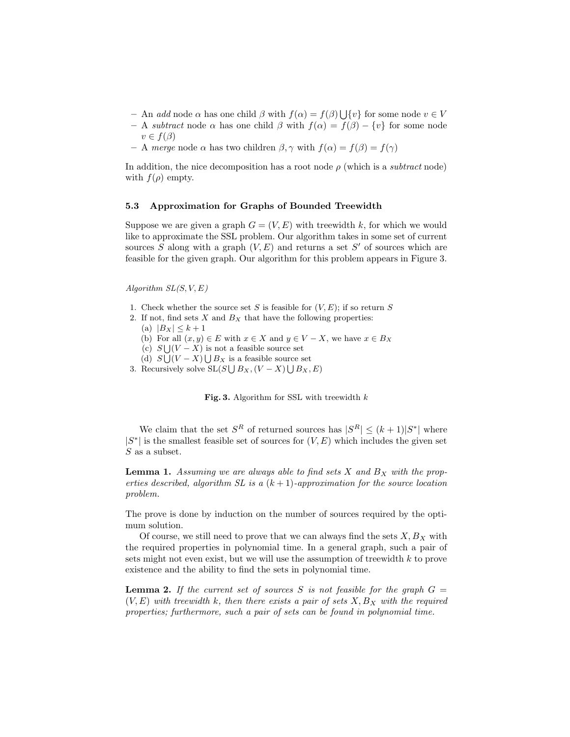- An *add* node $\alpha$ has one child $\beta$ with $f(\alpha) = f(\beta) \bigcup \{v\}$ for some node $v \in V$
- A *subtract* node $\alpha$ has one child $\beta$ with $f(\alpha) = f(\beta) - \{v\}$ for some node $v \in f(\beta)$
- A *merge* node $\alpha$ has two children $\beta, \gamma$ with $f(\alpha) = f(\beta) = f(\gamma)$

In addition, the nice decomposition has a root node $\rho$ (which is a *subtract* node) with $f(\rho)$ empty.

### 5.3 Approximation for Graphs of Bounded Treewidth

Suppose we are given a graph $G = (V, E)$ with treewidth $k$, for which we would like to approximate the SSL problem. Our algorithm takes in some set of current sources $S$ along with a graph $(V, E)$ and returns a set $S'$ of sources which are feasible for the given graph. Our algorithm for this problem appears in Figure 3.

*Algorithm SL(S, V, E)*

1. Check whether the source set $S$ is feasible for $(V, E)$; if so return $S$
2. If not, find sets $X$ and $B_X$ that have the following properties:
   (a) $|B_X| \leq k + 1$
   (b) For all $(x, y) \in E$ with $x \in X$ and $y \in V - X$, we have $x \in B_X$
   (c) $S \bigcup (V - X)$ is not a feasible source set
   (d) $S \bigcup (V - X) \bigcup B_X$ is a feasible source set
3. Recursively solve SL($S \bigcup B_X, (V - X) \bigcup B_X, E$)

**Fig. 3.** Algorithm for SSL with treewidth $k$

We claim that the set $S^R$ of returned sources has $|S^R| \leq (k+1)|S^*|$ where $|S^*|$ is the smallest feasible set of sources for $(V, E)$ which includes the given set $S$ as a subset.

**Lemma 1.** *Assuming we are always able to find sets $X$ and $B_X$ with the properties described, algorithm SL is a $(k+1)$-approximation for the source location problem.*

The prove is done by induction on the number of sources required by the optimum solution.

Of course, we still need to prove that we can always find the sets $X, B_X$ with the required properties in polynomial time. In a general graph, such a pair of sets might not even exist, but we will use the assumption of treewidth $k$ to prove existence and the ability to find the sets in polynomial time.

**Lemma 2.** *If the current set of sources $S$ is not feasible for the graph $G = (V, E)$ with treewidth $k$, then there exists a pair of sets $X, B_X$ with the required properties; furthermore, such a pair of sets can be found in polynomial time.*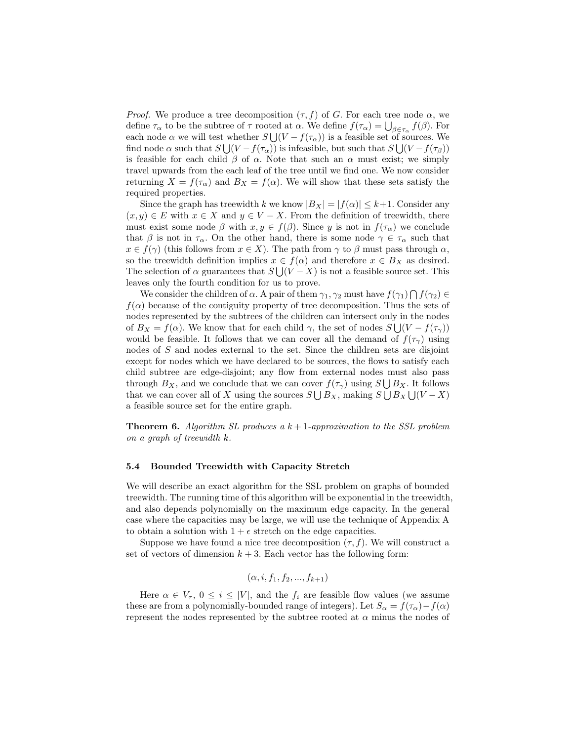*Proof.* We produce a tree decomposition $(\tau, f)$ of $G$. For each tree node $\alpha$, we define $\tau_\alpha$ to be the subtree of $\tau$ rooted at $\alpha$. We define $f(\tau_\alpha) = \bigcup_{\beta \in \tau_\alpha} f(\beta)$. For each node $\alpha$ we will test whether $S \bigcup (V - f(\tau_\alpha))$ is a feasible set of sources. We find node $\alpha$ such that $S \bigcup (V - f(\tau_\alpha))$ is infeasible, but such that $S \bigcup (V - f(\tau_\beta))$ is feasible for each child $\beta$ of $\alpha$. Note that such an $\alpha$ must exist; we simply travel upwards from the each leaf of the tree until we find one. We now consider returning $X = f(\tau_\alpha)$ and $B_X = f(\alpha)$. We will show that these sets satisfy the required properties.

Since the graph has treewidth $k$ we know $|B_X| = |f(\alpha)| \leq k+1$. Consider any $(x, y) \in E$ with $x \in X$ and $y \in V - X$. From the definition of treewidth, there must exist some node $\beta$ with $x, y \in f(\beta)$. Since $y$ is not in $f(\tau_\alpha)$ we conclude that $\beta$ is not in $\tau_\alpha$. On the other hand, there is some node $\gamma \in \tau_\alpha$ such that $x \in f(\gamma)$ (this follows from $x \in X$). The path from $\gamma$ to $\beta$ must pass through $\alpha$, so the treewidth definition implies $x \in f(\alpha)$ and therefore $x \in B_X$ as desired. The selection of $\alpha$ guarantees that $S \bigcup (V - X)$ is not a feasible source set. This leaves only the fourth condition for us to prove.

We consider the children of $\alpha$. A pair of them $\gamma_1, \gamma_2$ must have $f(\gamma_1) \bigcap f(\gamma_2) \in f(\alpha)$ because of the contiguity property of tree decomposition. Thus the sets of nodes represented by the subtrees of the children can intersect only in the nodes of $B_X = f(\alpha)$. We know that for each child $\gamma$, the set of nodes $S \bigcup (V - f(\tau_\gamma))$ would be feasible. It follows that we can cover all the demand of $f(\tau_\gamma)$ using nodes of $S$ and nodes external to the set. Since the children sets are disjoint except for nodes which we have declared to be sources, the flows to satisfy each child subtree are edge-disjoint; any flow from external nodes must also pass through $B_X$, and we conclude that we can cover $f(\tau_\gamma)$ using $S \bigcup B_X$. It follows that we can cover all of $X$ using the sources $S \bigcup B_X$, making $S \bigcup B_X \bigcup (V - X)$ a feasible source set for the entire graph.

**Theorem 6.** *Algorithm SL produces a $k+1$-approximation to the SSL problem on a graph of treewidth $k$.*

### 5.4 Bounded Treewidth with Capacity Stretch

We will describe an exact algorithm for the SSL problem on graphs of bounded treewidth. The running time of this algorithm will be exponential in the treewidth, and also depends polynomially on the maximum edge capacity. In the general case where the capacities may be large, we will use the technique of Appendix A to obtain a solution with $1 + \epsilon$ stretch on the edge capacities.

Suppose we have found a nice tree decomposition $(\tau, f)$. We will construct a set of vectors of dimension $k+3$. Each vector has the following form:

$$(\alpha, i, f_1, f_2, ..., f_{k+1})$$

Here $\alpha \in V_\tau$, $0 \leq i \leq |V|$, and the $f_i$ are feasible flow values (we assume these are from a polynomially-bounded range of integers). Let $S_\alpha = f(\tau_\alpha) - f(\alpha)$ represent the nodes represented by the subtree rooted at $\alpha$ minus the nodes of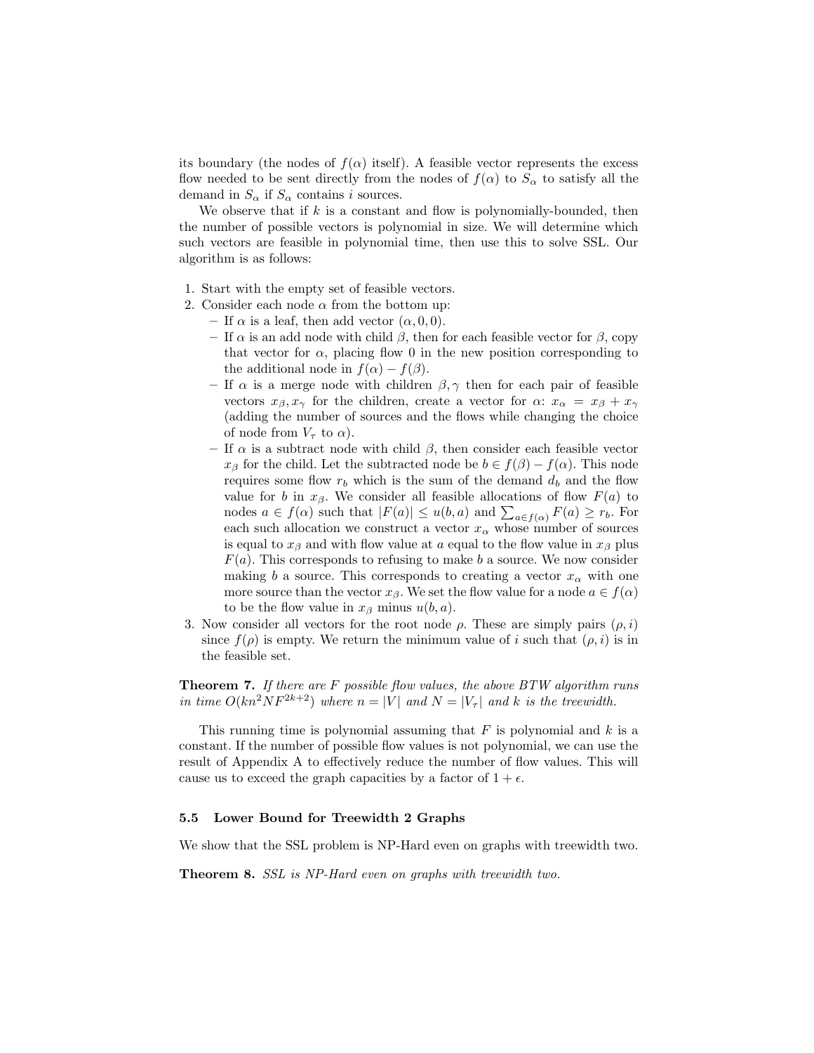its boundary (the nodes of $f(\alpha)$ itself). A feasible vector represents the excess flow needed to be sent directly from the nodes of $f(\alpha)$ to $S_\alpha$ to satisfy all the demand in $S_\alpha$ if $S_\alpha$ contains $i$ sources.

We observe that if $k$ is a constant and flow is polynomially-bounded, then the number of possible vectors is polynomial in size. We will determine which such vectors are feasible in polynomial time, then use this to solve SSL. Our algorithm is as follows:

1. Start with the empty set of feasible vectors.
2. Consider each node $\alpha$ from the bottom up:
   - If $\alpha$ is a leaf, then add vector $(\alpha, 0, 0)$.
   - If $\alpha$ is an add node with child $\beta$, then for each feasible vector for $\beta$, copy that vector for $\alpha$, placing flow 0 in the new position corresponding to the additional node in $f(\alpha) - f(\beta)$.
   - If $\alpha$ is a merge node with children $\beta, \gamma$ then for each pair of feasible vectors $x_\beta, x_\gamma$ for the children, create a vector for $\alpha$: $x_\alpha = x_\beta + x_\gamma$ (adding the number of sources and the flows while changing the choice of node from $V_\tau$ to $\alpha$).
   - If $\alpha$ is a subtract node with child $\beta$, then consider each feasible vector $x_\beta$ for the child. Let the subtracted node be $b \in f(\beta) - f(\alpha)$. This node requires some flow $r_b$ which is the sum of the demand $d_b$ and the flow value for $b$ in $x_\beta$. We consider all feasible allocations of flow $F(a)$ to nodes $a \in f(\alpha)$ such that $|F(a)| \leq u(b, a)$ and $\sum_{a \in f(\alpha)} F(a) \geq r_b$. For each such allocation we construct a vector $x_\alpha$ whose number of sources is equal to $x_\beta$ and with flow value at $a$ equal to the flow value in $x_\beta$ plus $F(a)$. This corresponds to refusing to make $b$ a source. We now consider making $b$ a source. This corresponds to creating a vector $x_\alpha$ with one more source than the vector $x_\beta$. We set the flow value for a node $a \in f(\alpha)$ to be the flow value in $x_\beta$ minus $u(b, a)$.
3. Now consider all vectors for the root node $\rho$. These are simply pairs $(\rho, i)$ since $f(\rho)$ is empty. We return the minimum value of $i$ such that $(\rho, i)$ is in the feasible set.

**Theorem 7.** *If there are $F$ possible flow values, the above BTW algorithm runs in time $O(kn^2NF^{2k+2})$ where $n = |V|$ and $N = |V_\tau|$ and $k$ is the treewidth.*

This running time is polynomial assuming that $F$ is polynomial and $k$ is a constant. If the number of possible flow values is not polynomial, we can use the result of Appendix A to effectively reduce the number of flow values. This will cause us to exceed the graph capacities by a factor of $1 + \epsilon$.

### 5.5 Lower Bound for Treewidth 2 Graphs

We show that the SSL problem is NP-Hard even on graphs with treewidth two.

**Theorem 8.** *SSL is NP-Hard even on graphs with treewidth two.*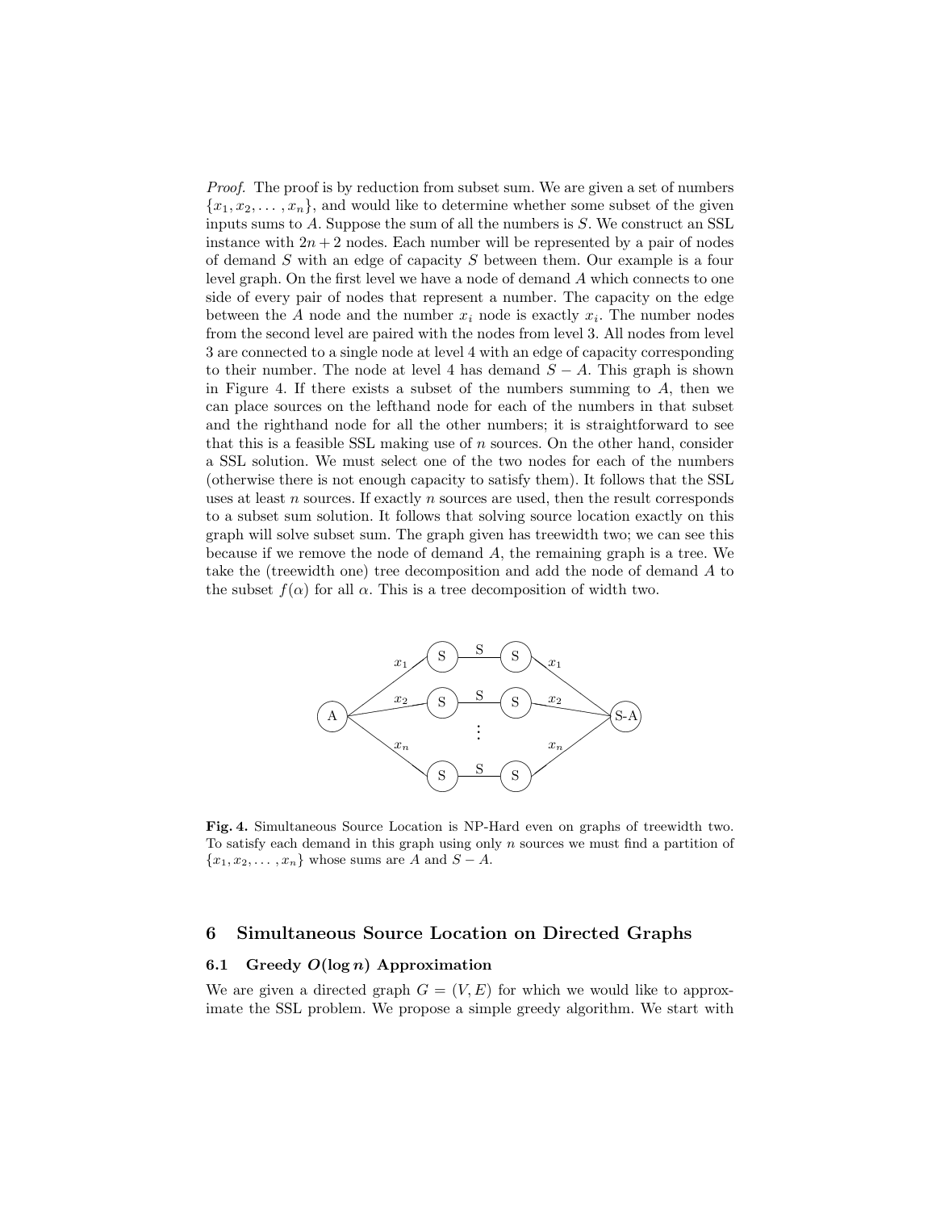*Proof.* The proof is by reduction from subset sum. We are given a set of numbers $\{x_1, x_2, \ldots, x_n\}$, and would like to determine whether some subset of the given inputs sums to $A$. Suppose the sum of all the numbers is $S$. We construct an SSL instance with $2n+2$ nodes. Each number will be represented by a pair of nodes of demand $S$ with an edge of capacity $S$ between them. Our example is a four level graph. On the first level we have a node of demand $A$ which connects to one side of every pair of nodes that represent a number. The capacity on the edge between the $A$ node and the number $x_i$ node is exactly $x_i$. The number nodes from the second level are paired with the nodes from level 3. All nodes from level 3 are connected to a single node at level 4 with an edge of capacity corresponding to their number. The node at level 4 has demand $S - A$. This graph is shown in Figure 4. If there exists a subset of the numbers summing to $A$, then we can place sources on the lefthand node for each of the numbers in that subset and the righthand node for all the other numbers; it is straightforward to see that this is a feasible SSL making use of $n$ sources. On the other hand, consider a SSL solution. We must select one of the two nodes for each of the numbers (otherwise there is not enough capacity to satisfy them). It follows that the SSL uses at least $n$ sources. If exactly $n$ sources are used, then the result corresponds to a subset sum solution. It follows that solving source location exactly on this graph will solve subset sum. The graph given has treewidth two; we can see this because if we remove the node of demand $A$, the remaining graph is a tree. We take the (treewidth one) tree decomposition and add the node of demand $A$ to the subset $f(\alpha)$ for all $\alpha$. This is a tree decomposition of width two.

**Fig. 4.** Simultaneous Source Location is NP-Hard even on graphs of treewidth two. To satisfy each demand in this graph using only $n$ sources we must find a partition of $\{x_1, x_2, \ldots, x_n\}$ whose sums are $A$ and $S - A$.

## 6 Simultaneous Source Location on Directed Graphs

### 6.1 Greedy $O(\log n)$ Approximation

We are given a directed graph $G = (V, E)$ for which we would like to approximate the SSL problem. We propose a simple greedy algorithm. We start with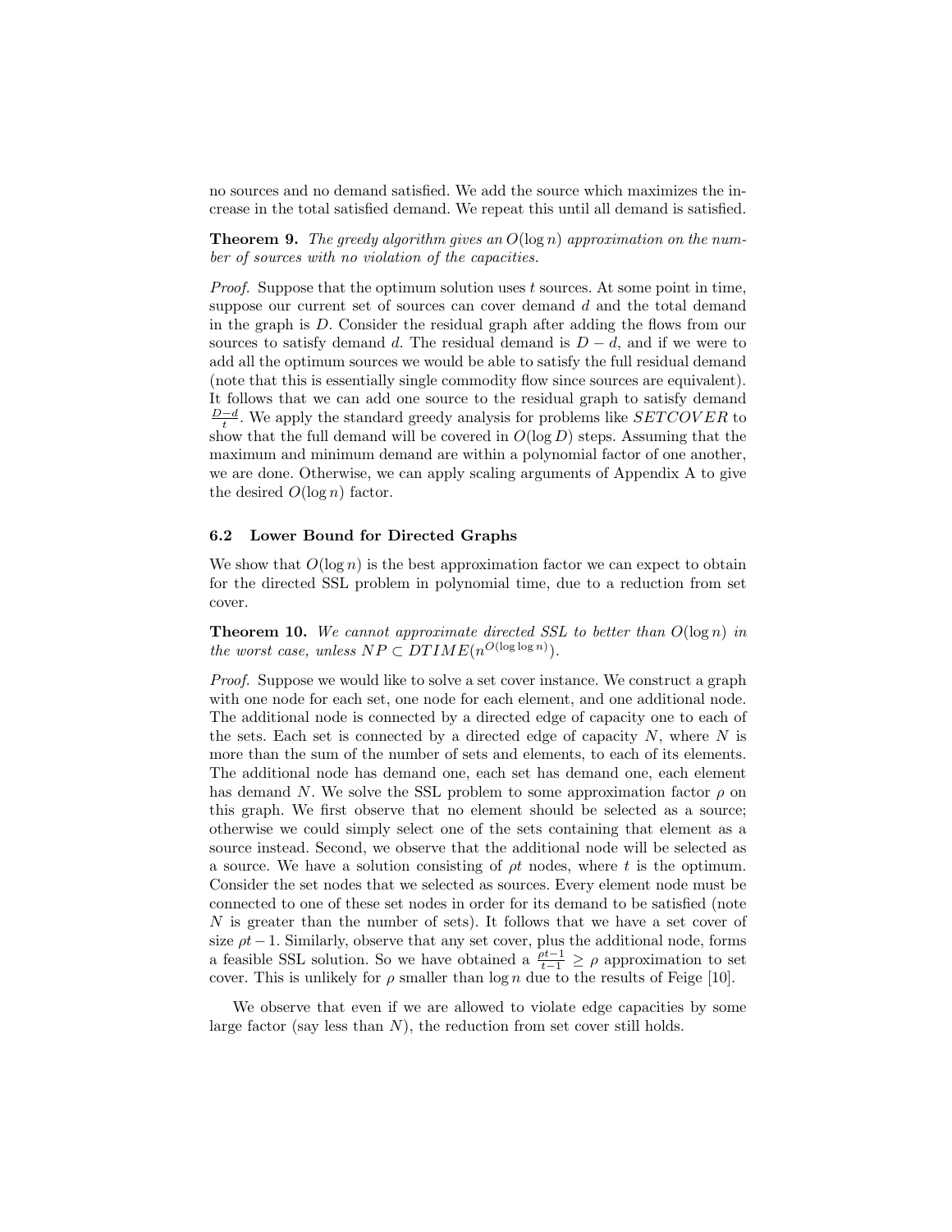no sources and no demand satisfied. We add the source which maximizes the increase in the total satisfied demand. We repeat this until all demand is satisfied.

**Theorem 9.** *The greedy algorithm gives an $O(\log n)$ approximation on the number of sources with no violation of the capacities.*

*Proof.* Suppose that the optimum solution uses $t$ sources. At some point in time, suppose our current set of sources can cover demand $d$ and the total demand in the graph is $D$. Consider the residual graph after adding the flows from our sources to satisfy demand $d$. The residual demand is $D - d$, and if we were to add all the optimum sources we would be able to satisfy the full residual demand (note that this is essentially single commodity flow since sources are equivalent). It follows that we can add one source to the residual graph to satisfy demand $\frac{D-d}{t}$. We apply the standard greedy analysis for problems like $SETCOVER$ to show that the full demand will be covered in $O(\log D)$ steps. Assuming that the maximum and minimum demand are within a polynomial factor of one another, we are done. Otherwise, we can apply scaling arguments of Appendix A to give the desired $O(\log n)$ factor.

### 6.2 Lower Bound for Directed Graphs

We show that $O(\log n)$ is the best approximation factor we can expect to obtain for the directed SSL problem in polynomial time, due to a reduction from set cover.

**Theorem 10.** *We cannot approximate directed SSL to better than $O(\log n)$ in the worst case, unless $NP \subset DTIME(n^{O(\log \log n)})$.*

*Proof.* Suppose we would like to solve a set cover instance. We construct a graph with one node for each set, one node for each element, and one additional node. The additional node is connected by a directed edge of capacity one to each of the sets. Each set is connected by a directed edge of capacity $N$, where $N$ is more than the sum of the number of sets and elements, to each of its elements. The additional node has demand one, each set has demand one, each element has demand $N$. We solve the SSL problem to some approximation factor $\rho$ on this graph. We first observe that no element should be selected as a source; otherwise we could simply select one of the sets containing that element as a source instead. Second, we observe that the additional node will be selected as a source. We have a solution consisting of $\rho t$ nodes, where $t$ is the optimum. Consider the set nodes that we selected as sources. Every element node must be connected to one of these set nodes in order for its demand to be satisfied (note $N$ is greater than the number of sets). It follows that we have a set cover of size $\rho t - 1$. Similarly, observe that any set cover, plus the additional node, forms a feasible SSL solution. So we have obtained a $\frac{\rho t - 1}{t - 1} \geq \rho$ approximation to set cover. This is unlikely for $\rho$ smaller than $\log n$ due to the results of Feige [10].

We observe that even if we are allowed to violate edge capacities by some large factor (say less than $N$), the reduction from set cover still holds.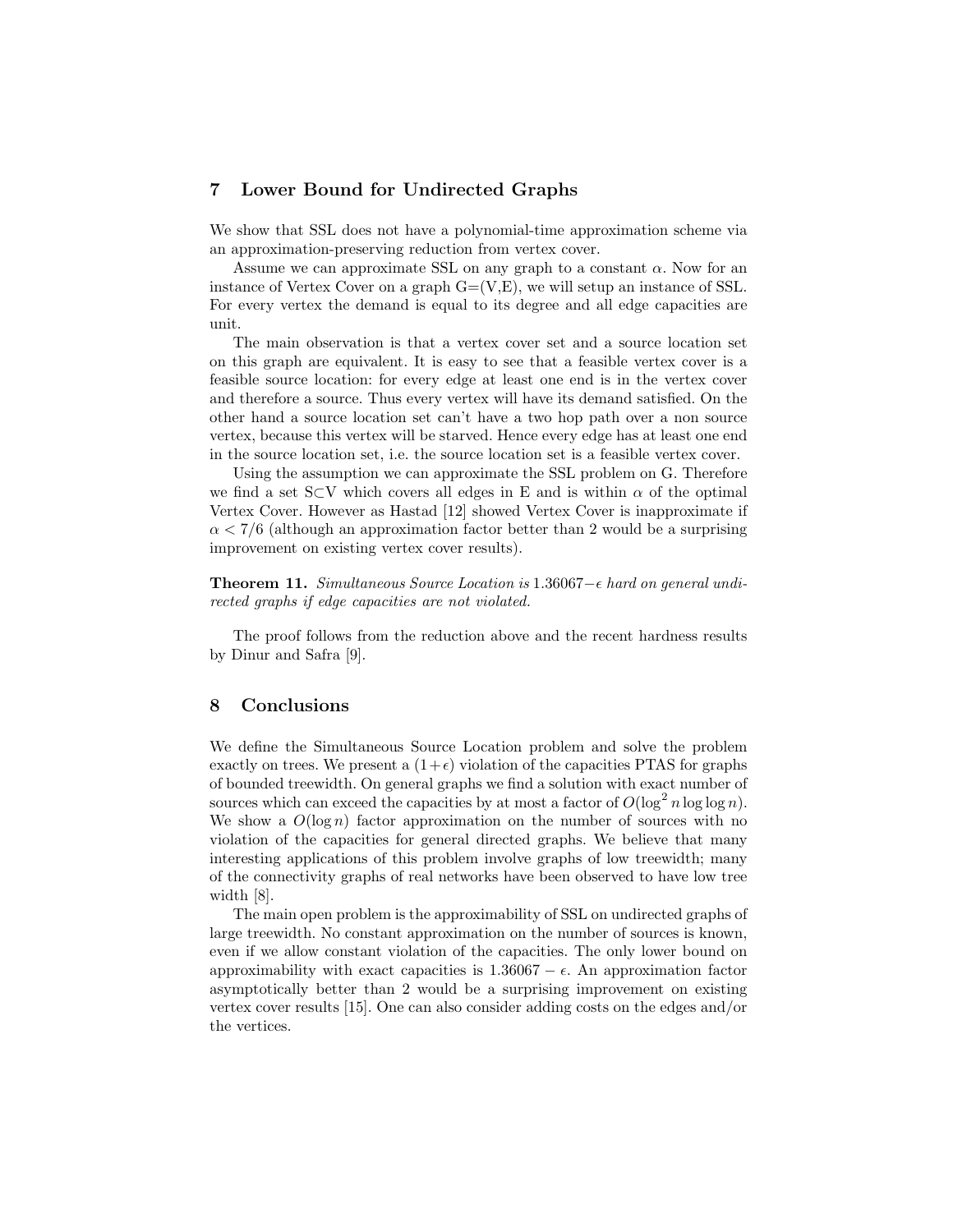## 7 Lower Bound for Undirected Graphs

We show that SSL does not have a polynomial-time approximation scheme via an approximation-preserving reduction from vertex cover.

Assume we can approximate SSL on any graph to a constant $\alpha$. Now for an instance of Vertex Cover on a graph G=(V,E), we will setup an instance of SSL. For every vertex the demand is equal to its degree and all edge capacities are unit.

The main observation is that a vertex cover set and a source location set on this graph are equivalent. It is easy to see that a feasible vertex cover is a feasible source location: for every edge at least one end is in the vertex cover and therefore a source. Thus every vertex will have its demand satisfied. On the other hand a source location set can't have a two hop path over a non source vertex, because this vertex will be starved. Hence every edge has at least one end in the source location set, i.e. the source location set is a feasible vertex cover.

Using the assumption we can approximate the SSL problem on G. Therefore we find a set S⊂V which covers all edges in E and is within $\alpha$ of the optimal Vertex Cover. However as Hastad [12] showed Vertex Cover is inapproximate if $\alpha < 7/6$ (although an approximation factor better than 2 would be a surprising improvement on existing vertex cover results).

**Theorem 11.** *Simultaneous Source Location is* $1.36067-\epsilon$ *hard on general undirected graphs if edge capacities are not violated.*

The proof follows from the reduction above and the recent hardness results by Dinur and Safra [9].

## 8 Conclusions

We define the Simultaneous Source Location problem and solve the problem exactly on trees. We present a $(1+\epsilon)$ violation of the capacities PTAS for graphs of bounded treewidth. On general graphs we find a solution with exact number of sources which can exceed the capacities by at most a factor of $O(\log^2 n \log\log n)$. We show a $O(\log n)$ factor approximation on the number of sources with no violation of the capacities for general directed graphs. We believe that many interesting applications of this problem involve graphs of low treewidth; many of the connectivity graphs of real networks have been observed to have low tree width [8].

The main open problem is the approximability of SSL on undirected graphs of large treewidth. No constant approximation on the number of sources is known, even if we allow constant violation of the capacities. The only lower bound on approximability with exact capacities is $1.36067 - \epsilon$. An approximation factor asymptotically better than 2 would be a surprising improvement on existing vertex cover results [15]. One can also consider adding costs on the edges and/or the vertices.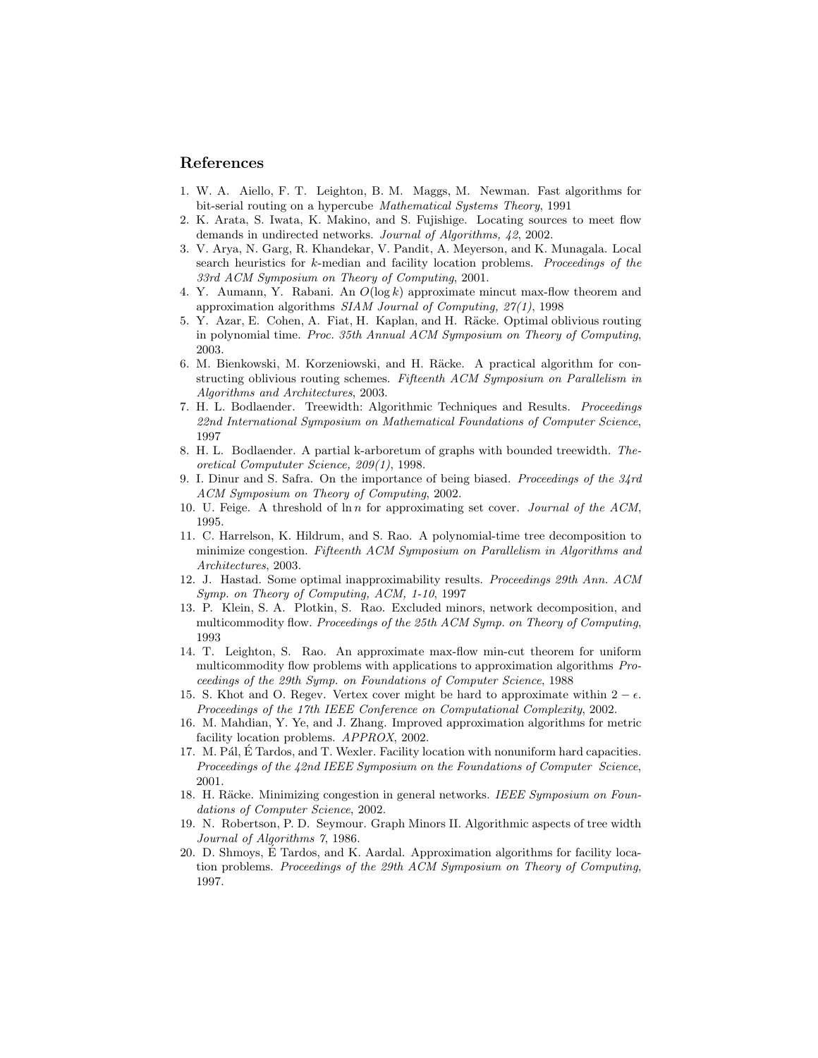## References

1. W. A. Aiello, F. T. Leighton, B. M. Maggs, M. Newman. Fast algorithms for bit-serial routing on a hypercube *Mathematical Systems Theory*, 1991
2. K. Arata, S. Iwata, K. Makino, and S. Fujishige. Locating sources to meet flow demands in undirected networks. *Journal of Algorithms, 42*, 2002.
3. V. Arya, N. Garg, R. Khandekar, V. Pandit, A. Meyerson, and K. Munagala. Local search heuristics for $k$-median and facility location problems. *Proceedings of the 33rd ACM Symposium on Theory of Computing*, 2001.
4. Y. Aumann, Y. Rabani. An $O(\log k)$ approximate mincut max-flow theorem and approximation algorithms *SIAM Journal of Computing, 27(1)*, 1998
5. Y. Azar, E. Cohen, A. Fiat, H. Kaplan, and H. Räcke. Optimal oblivious routing in polynomial time. *Proc. 35th Annual ACM Symposium on Theory of Computing*, 2003.
6. M. Bienkowski, M. Korzeniowski, and H. Räcke. A practical algorithm for constructing oblivious routing schemes. *Fifteenth ACM Symposium on Parallelism in Algorithms and Architectures*, 2003.
7. H. L. Bodlaender. Treewidth: Algorithmic Techniques and Results. *Proceedings 22nd International Symposium on Mathematical Foundations of Computer Science*, 1997
8. H. L. Bodlaender. A partial k-arboretum of graphs with bounded treewidth. *Theoretical Compututer Science, 209(1)*, 1998.
9. I. Dinur and S. Safra. On the importance of being biased. *Proceedings of the 34rd ACM Symposium on Theory of Computing*, 2002.
10. U. Feige. A threshold of $\ln n$ for approximating set cover. *Journal of the ACM*, 1995.
11. C. Harrelson, K. Hildrum, and S. Rao. A polynomial-time tree decomposition to minimize congestion. *Fifteenth ACM Symposium on Parallelism in Algorithms and Architectures*, 2003.
12. J. Hastad. Some optimal inapproximability results. *Proceedings 29th Ann. ACM Symp. on Theory of Computing, ACM, 1-10*, 1997
13. P. Klein, S. A. Plotkin, S. Rao. Excluded minors, network decomposition, and multicommodity flow. *Proceedings of the 25th ACM Symp. on Theory of Computing*, 1993
14. T. Leighton, S. Rao. An approximate max-flow min-cut theorem for uniform multicommodity flow problems with applications to approximation algorithms *Proceedings of the 29th Symp. on Foundations of Computer Science*, 1988
15. S. Khot and O. Regev. Vertex cover might be hard to approximate within $2-\epsilon$. *Proceedings of the 17th IEEE Conference on Computational Complexity*, 2002.
16. M. Mahdian, Y. Ye, and J. Zhang. Improved approximation algorithms for metric facility location problems. *APPROX*, 2002.
17. M. Pál, É Tardos, and T. Wexler. Facility location with nonuniform hard capacities. *Proceedings of the 42nd IEEE Symposium on the Foundations of Computer Science*, 2001.
18. H. Räcke. Minimizing congestion in general networks. *IEEE Symposium on Foundations of Computer Science*, 2002.
19. N. Robertson, P. D. Seymour. Graph Minors II. Algorithmic aspects of tree width *Journal of Algorithms 7*, 1986.
20. D. Shmoys, É Tardos, and K. Aardal. Approximation algorithms for facility location problems. *Proceedings of the 29th ACM Symposium on Theory of Computing*, 1997.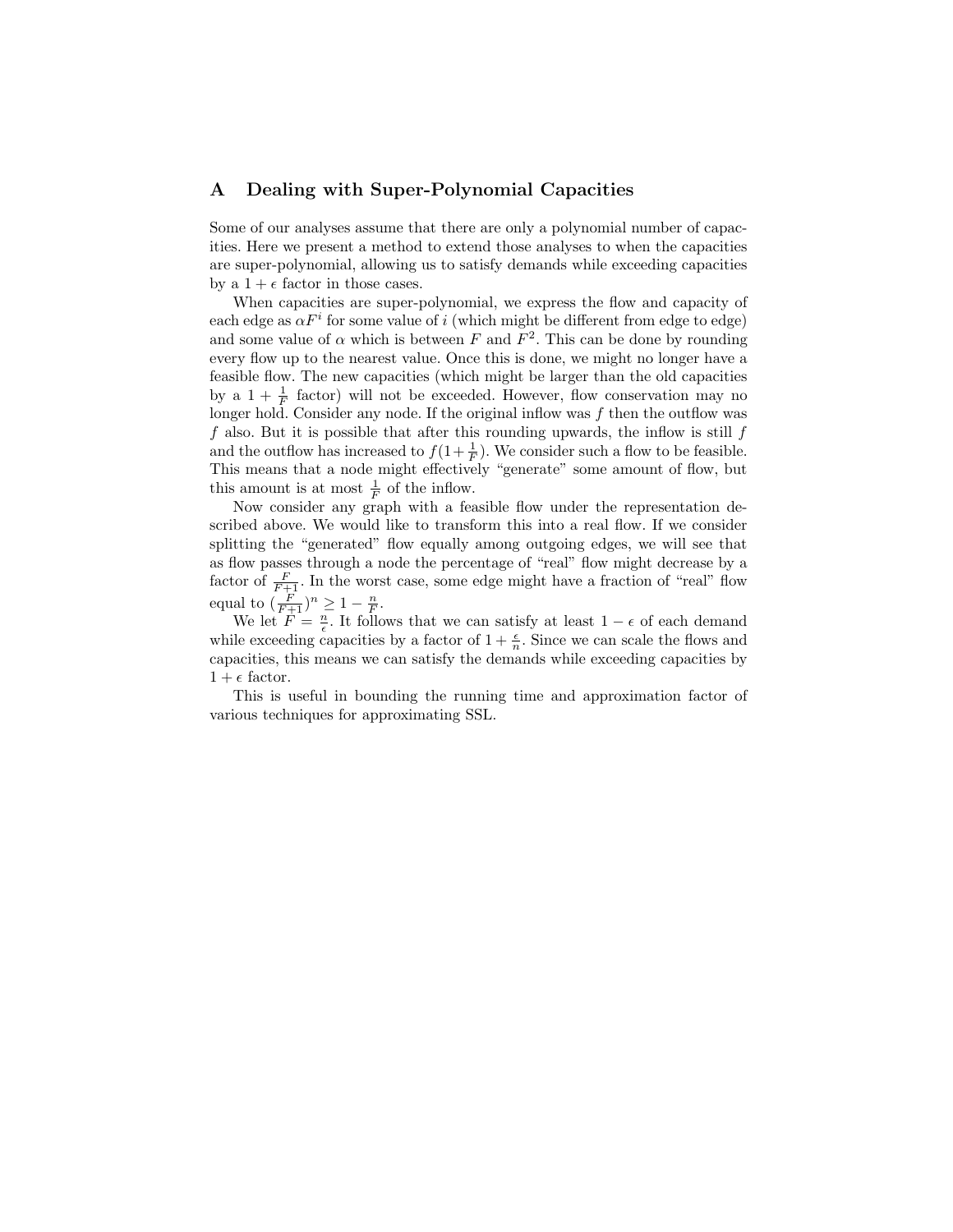# A Dealing with Super-Polynomial Capacities

Some of our analyses assume that there are only a polynomial number of capacities. Here we present a method to extend those analyses to when the capacities are super-polynomial, allowing us to satisfy demands while exceeding capacities by a $1+\epsilon$ factor in those cases.

When capacities are super-polynomial, we express the flow and capacity of each edge as $\alpha F^i$ for some value of $i$ (which might be different from edge to edge) and some value of $\alpha$ which is between $F$ and $F^2$. This can be done by rounding every flow up to the nearest value. Once this is done, we might no longer have a feasible flow. The new capacities (which might be larger than the old capacities by a $1+\frac{1}{F}$ factor) will not be exceeded. However, flow conservation may no longer hold. Consider any node. If the original inflow was $f$ then the outflow was $f$ also. But it is possible that after this rounding upwards, the inflow is still $f$ and the outflow has increased to $f(1+\frac{1}{F})$. We consider such a flow to be feasible. This means that a node might effectively "generate" some amount of flow, but this amount is at most $\frac{1}{F}$ of the inflow.

Now consider any graph with a feasible flow under the representation described above. We would like to transform this into a real flow. If we consider splitting the "generated" flow equally among outgoing edges, we will see that as flow passes through a node the percentage of "real" flow might decrease by a factor of $\frac{F}{F+1}$. In the worst case, some edge might have a fraction of "real" flow equal to $(\frac{F}{F+1})^n \geq 1 - \frac{n}{F}$.

We let $F = \frac{n}{\epsilon}$. It follows that we can satisfy at least $1-\epsilon$ of each demand while exceeding capacities by a factor of $1+\frac{\epsilon}{n}$. Since we can scale the flows and capacities, this means we can satisfy the demands while exceeding capacities by $1+\epsilon$ factor.

This is useful in bounding the running time and approximation factor of various techniques for approximating SSL.